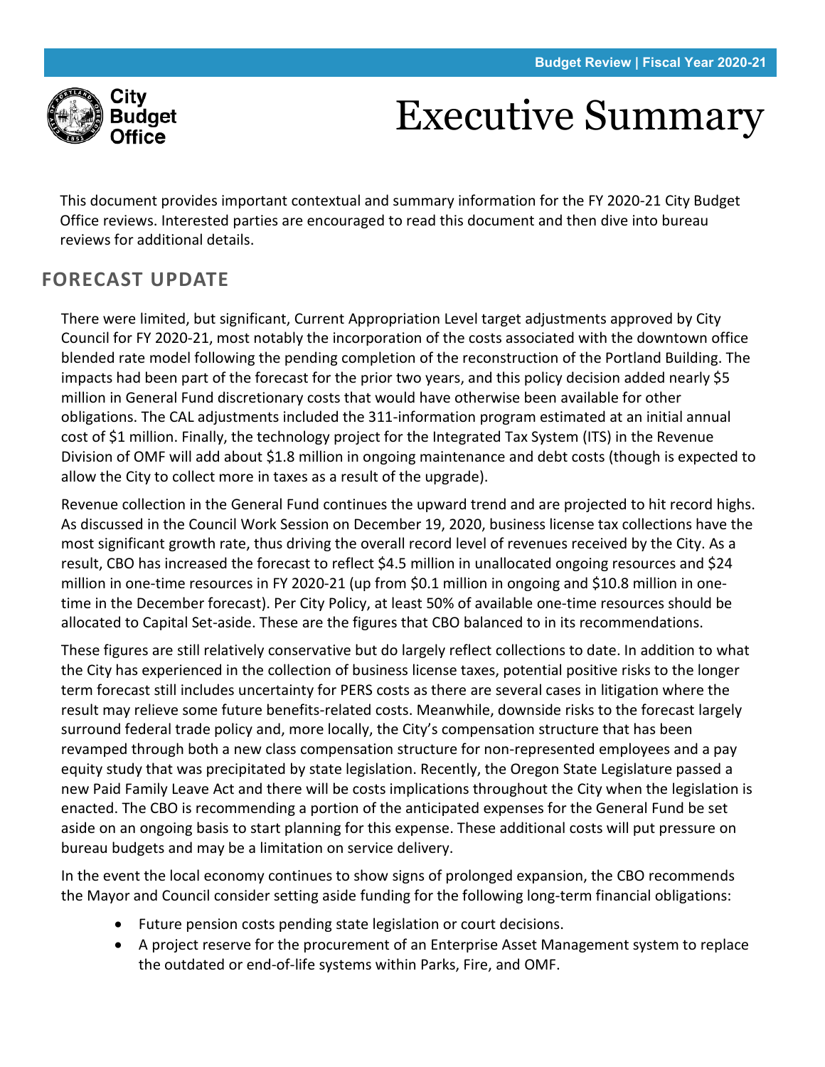# Executive Summary

This document provides important contextual and summary information for the FY 2020-21 City Budget Office reviews. Interested parties are encouraged to read this document and then dive into bureau reviews for additional details.

## FORECAST UPDATE

There were limited, but significant, Current Appropriation Level target adjustments approved by City Council for FY 2020-21, most notably the incorporation of the costs associated with the downtown office blended rate model following the pending completion of the reconstruction of the Portland Building. The impacts had been part of the forecast for the prior two years, and this policy decision added nearly $5 million in General Fund discretionary costs that would have otherwise been available for other obligations. The CAL adjustments included the 311-information program estimated at an initial annual cost of $1 million. Finally, the technology project for the Integrated Tax System (ITS) in the Revenue Division of OMF will add about $1.8 million in ongoing maintenance and debt costs (though is expected to allow the City to collect more in taxes as a result of the upgrade).

Revenue collection in the General Fund continues the upward trend and are projected to hit record highs. As discussed in the Council Work Session on December 19, 2020, business license tax collections have the most significant growth rate, thus driving the overall record level of revenues received by the City. As a result, CBO has increased the forecast to reflect $4.5 million in unallocated ongoing resources and $24 million in one-time resources in FY 2020-21 (up from $0.1 million in ongoing and $10.8 million in one-time in the December forecast). Per City Policy, at least 50% of available one-time resources should be allocated to Capital Set-aside. These are the figures that CBO balanced to in its recommendations.

These figures are still relatively conservative but do largely reflect collections to date. In addition to what the City has experienced in the collection of business license taxes, potential positive risks to the longer term forecast still includes uncertainty for PERS costs as there are several cases in litigation where the result may relieve some future benefits-related costs. Meanwhile, downside risks to the forecast largely surround federal trade policy and, more locally, the City's compensation structure that has been revamped through both a new class compensation structure for non-represented employees and a pay equity study that was precipitated by state legislation. Recently, the Oregon State Legislature passed a new Paid Family Leave Act and there will be costs implications throughout the City when the legislation is enacted. The CBO is recommending a portion of the anticipated expenses for the General Fund be set aside on an ongoing basis to start planning for this expense. These additional costs will put pressure on bureau budgets and may be a limitation on service delivery.

In the event the local economy continues to show signs of prolonged expansion, the CBO recommends the Mayor and Council consider setting aside funding for the following long-term financial obligations:

- Future pension costs pending state legislation or court decisions.
- A project reserve for the procurement of an Enterprise Asset Management system to replace the outdated or end-of-life systems within Parks, Fire, and OMF.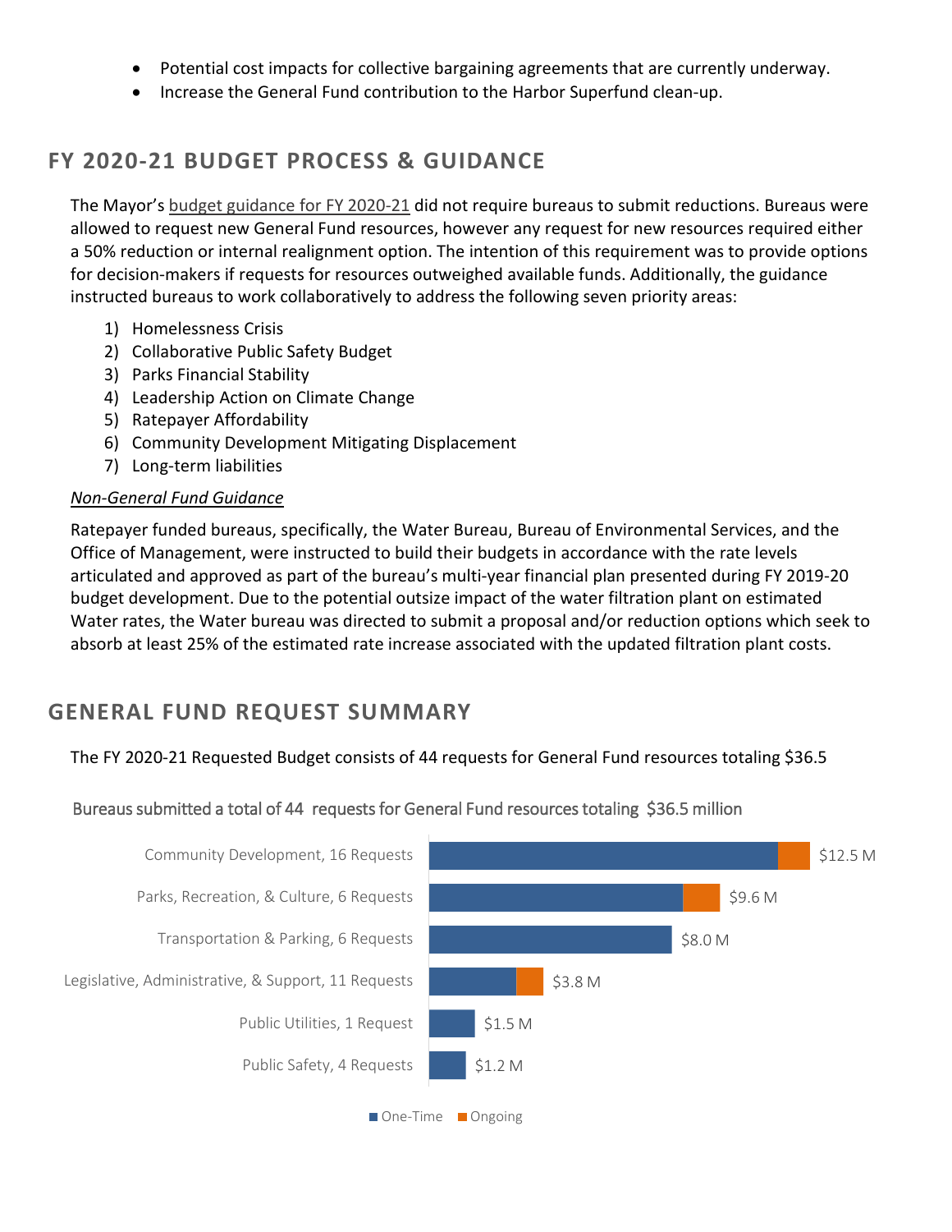- Potential cost impacts for collective bargaining agreements that are currently underway.
- Increase the General Fund contribution to the Harbor Superfund clean-up.

## FY 2020-21 BUDGET PROCESS & GUIDANCE

The Mayor's budget guidance for FY 2020-21 did not require bureaus to submit reductions. Bureaus were allowed to request new General Fund resources, however any request for new resources required either a 50% reduction or internal realignment option. The intention of this requirement was to provide options for decision-makers if requests for resources outweighed available funds. Additionally, the guidance instructed bureaus to work collaboratively to address the following seven priority areas:

1) Homelessness Crisis
2) Collaborative Public Safety Budget
3) Parks Financial Stability
4) Leadership Action on Climate Change
5) Ratepayer Affordability
6) Community Development Mitigating Displacement
7) Long-term liabilities

*Non-General Fund Guidance*

Ratepayer funded bureaus, specifically, the Water Bureau, Bureau of Environmental Services, and the Office of Management, were instructed to build their budgets in accordance with the rate levels articulated and approved as part of the bureau's multi-year financial plan presented during FY 2019-20 budget development. Due to the potential outsize impact of the water filtration plant on estimated Water rates, the Water bureau was directed to submit a proposal and/or reduction options which seek to absorb at least 25% of the estimated rate increase associated with the updated filtration plant costs.

## GENERAL FUND REQUEST SUMMARY

The FY 2020-21 Requested Budget consists of 44 requests for General Fund resources totaling $36.5

Bureaus submitted a total of 44 requests for General Fund resources totaling $36.5 million

| Service Area | Total |
| --- | --- |
| Community Development, 16 Requests | $12.5 M |
| Parks, Recreation, & Culture, 6 Requests | $9.6 M |
| Transportation & Parking, 6 Requests | $8.0 M |
| Legislative, Administrative, & Support, 11 Requests | $3.8 M |
| Public Utilities, 1 Request | $1.5 M |
| Public Safety, 4 Requests | $1.2 M |

One-Time | Ongoing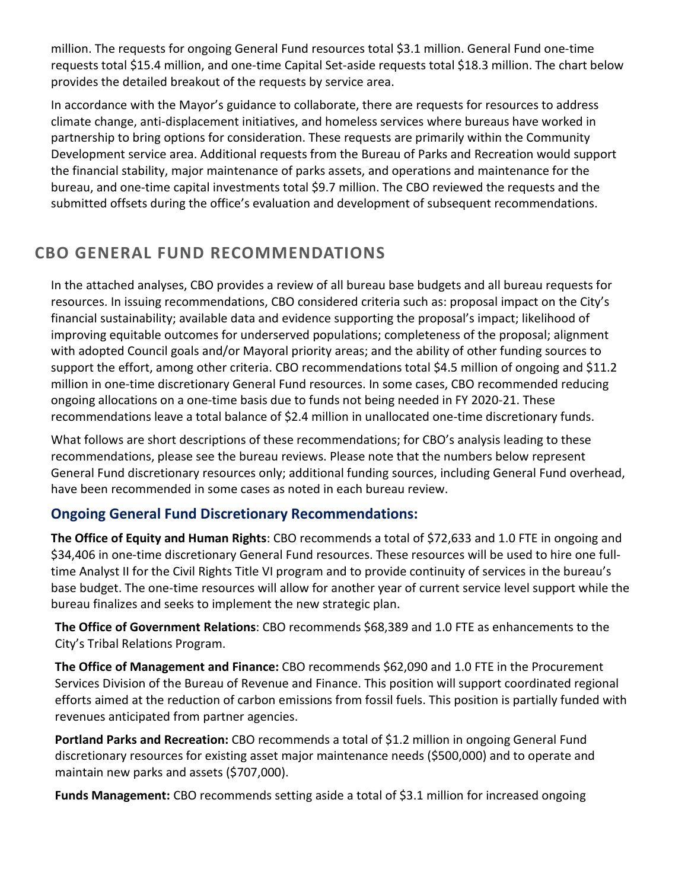million. The requests for ongoing General Fund resources total $3.1 million. General Fund one-time requests total $15.4 million, and one-time Capital Set-aside requests total $18.3 million. The chart below provides the detailed breakout of the requests by service area.

In accordance with the Mayor's guidance to collaborate, there are requests for resources to address climate change, anti-displacement initiatives, and homeless services where bureaus have worked in partnership to bring options for consideration. These requests are primarily within the Community Development service area. Additional requests from the Bureau of Parks and Recreation would support the financial stability, major maintenance of parks assets, and operations and maintenance for the bureau, and one-time capital investments total $9.7 million. The CBO reviewed the requests and the submitted offsets during the office's evaluation and development of subsequent recommendations.

## CBO GENERAL FUND RECOMMENDATIONS

In the attached analyses, CBO provides a review of all bureau base budgets and all bureau requests for resources. In issuing recommendations, CBO considered criteria such as: proposal impact on the City's financial sustainability; available data and evidence supporting the proposal's impact; likelihood of improving equitable outcomes for underserved populations; completeness of the proposal; alignment with adopted Council goals and/or Mayoral priority areas; and the ability of other funding sources to support the effort, among other criteria. CBO recommendations total $4.5 million of ongoing and $11.2 million in one-time discretionary General Fund resources. In some cases, CBO recommended reducing ongoing allocations on a one-time basis due to funds not being needed in FY 2020-21. These recommendations leave a total balance of $2.4 million in unallocated one-time discretionary funds.

What follows are short descriptions of these recommendations; for CBO's analysis leading to these recommendations, please see the bureau reviews. Please note that the numbers below represent General Fund discretionary resources only; additional funding sources, including General Fund overhead, have been recommended in some cases as noted in each bureau review.

### Ongoing General Fund Discretionary Recommendations:

**The Office of Equity and Human Rights**: CBO recommends a total of $72,633 and 1.0 FTE in ongoing and $34,406 in one-time discretionary General Fund resources. These resources will be used to hire one full-time Analyst II for the Civil Rights Title VI program and to provide continuity of services in the bureau's base budget. The one-time resources will allow for another year of current service level support while the bureau finalizes and seeks to implement the new strategic plan.

**The Office of Government Relations**: CBO recommends $68,389 and 1.0 FTE as enhancements to the City's Tribal Relations Program.

**The Office of Management and Finance:** CBO recommends $62,090 and 1.0 FTE in the Procurement Services Division of the Bureau of Revenue and Finance. This position will support coordinated regional efforts aimed at the reduction of carbon emissions from fossil fuels. This position is partially funded with revenues anticipated from partner agencies.

**Portland Parks and Recreation:** CBO recommends a total of $1.2 million in ongoing General Fund discretionary resources for existing asset major maintenance needs ($500,000) and to operate and maintain new parks and assets ($707,000).

**Funds Management:** CBO recommends setting aside a total of $3.1 million for increased ongoing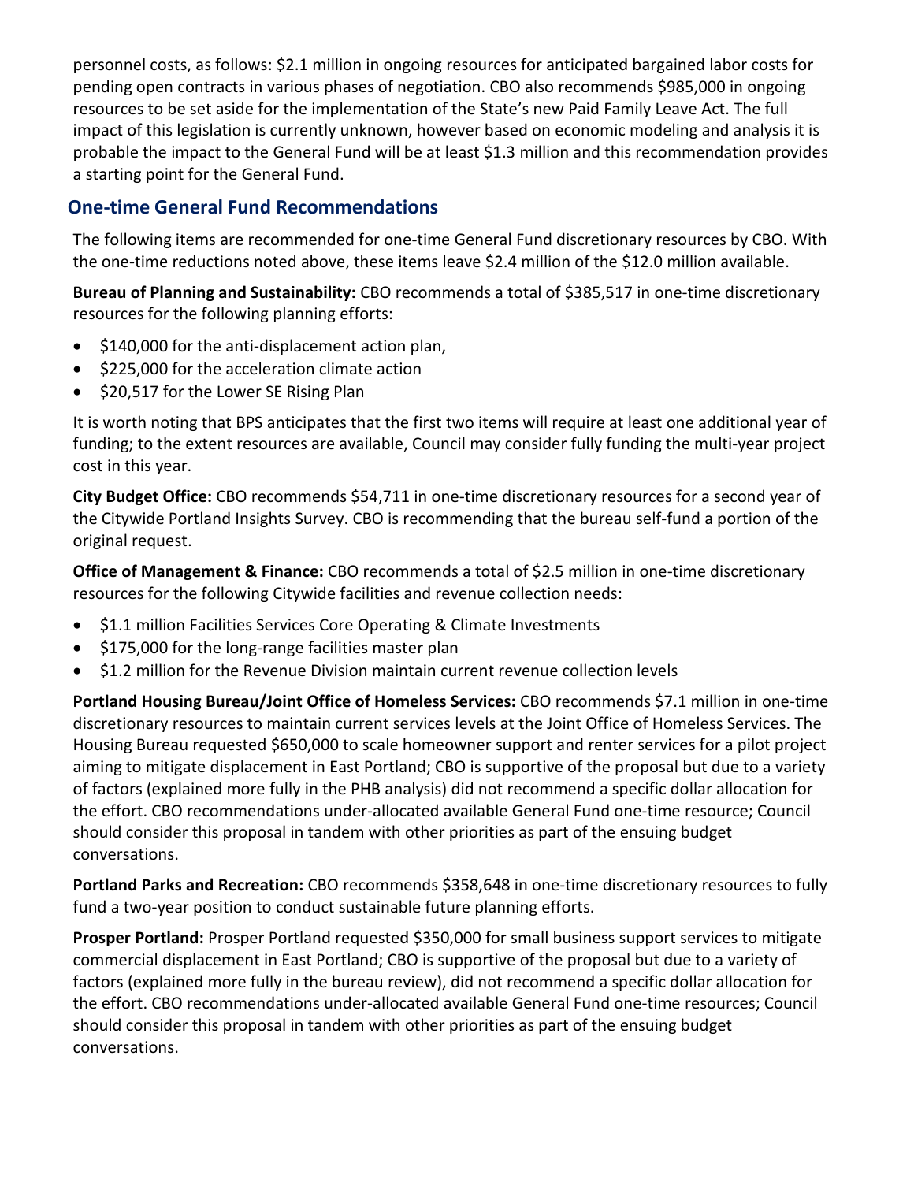personnel costs, as follows: $2.1 million in ongoing resources for anticipated bargained labor costs for pending open contracts in various phases of negotiation. CBO also recommends $985,000 in ongoing resources to be set aside for the implementation of the State's new Paid Family Leave Act. The full impact of this legislation is currently unknown, however based on economic modeling and analysis it is probable the impact to the General Fund will be at least $1.3 million and this recommendation provides a starting point for the General Fund.

## One-time General Fund Recommendations

The following items are recommended for one-time General Fund discretionary resources by CBO. With the one-time reductions noted above, these items leave $2.4 million of the $12.0 million available.

**Bureau of Planning and Sustainability:** CBO recommends a total of $385,517 in one-time discretionary resources for the following planning efforts:

- $140,000 for the anti-displacement action plan,
- $225,000 for the acceleration climate action
- $20,517 for the Lower SE Rising Plan

It is worth noting that BPS anticipates that the first two items will require at least one additional year of funding; to the extent resources are available, Council may consider fully funding the multi-year project cost in this year.

**City Budget Office:** CBO recommends $54,711 in one-time discretionary resources for a second year of the Citywide Portland Insights Survey. CBO is recommending that the bureau self-fund a portion of the original request.

**Office of Management & Finance:** CBO recommends a total of $2.5 million in one-time discretionary resources for the following Citywide facilities and revenue collection needs:

- $1.1 million Facilities Services Core Operating & Climate Investments
- $175,000 for the long-range facilities master plan
- $1.2 million for the Revenue Division maintain current revenue collection levels

**Portland Housing Bureau/Joint Office of Homeless Services:** CBO recommends $7.1 million in one-time discretionary resources to maintain current services levels at the Joint Office of Homeless Services. The Housing Bureau requested $650,000 to scale homeowner support and renter services for a pilot project aiming to mitigate displacement in East Portland; CBO is supportive of the proposal but due to a variety of factors (explained more fully in the PHB analysis) did not recommend a specific dollar allocation for the effort. CBO recommendations under-allocated available General Fund one-time resource; Council should consider this proposal in tandem with other priorities as part of the ensuing budget conversations.

**Portland Parks and Recreation:** CBO recommends $358,648 in one-time discretionary resources to fully fund a two-year position to conduct sustainable future planning efforts.

**Prosper Portland:** Prosper Portland requested $350,000 for small business support services to mitigate commercial displacement in East Portland; CBO is supportive of the proposal but due to a variety of factors (explained more fully in the bureau review), did not recommend a specific dollar allocation for the effort. CBO recommendations under-allocated available General Fund one-time resources; Council should consider this proposal in tandem with other priorities as part of the ensuing budget conversations.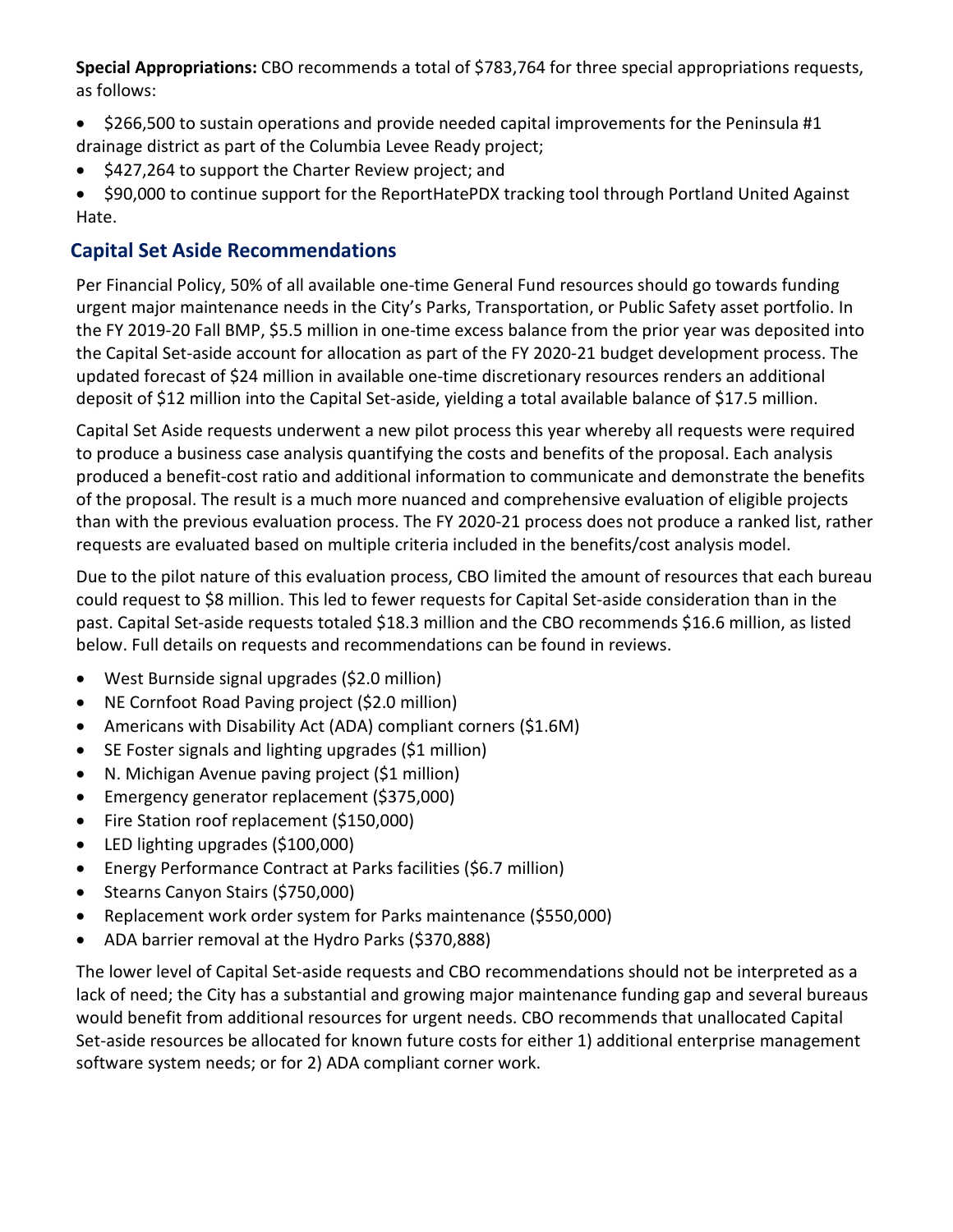**Special Appropriations:** CBO recommends a total of $783,764 for three special appropriations requests, as follows:

- $266,500 to sustain operations and provide needed capital improvements for the Peninsula #1 drainage district as part of the Columbia Levee Ready project;
- $427,264 to support the Charter Review project; and
- $90,000 to continue support for the ReportHatePDX tracking tool through Portland United Against Hate.

## Capital Set Aside Recommendations

Per Financial Policy, 50% of all available one-time General Fund resources should go towards funding urgent major maintenance needs in the City's Parks, Transportation, or Public Safety asset portfolio. In the FY 2019-20 Fall BMP, $5.5 million in one-time excess balance from the prior year was deposited into the Capital Set-aside account for allocation as part of the FY 2020-21 budget development process. The updated forecast of $24 million in available one-time discretionary resources renders an additional deposit of $12 million into the Capital Set-aside, yielding a total available balance of $17.5 million.

Capital Set Aside requests underwent a new pilot process this year whereby all requests were required to produce a business case analysis quantifying the costs and benefits of the proposal. Each analysis produced a benefit-cost ratio and additional information to communicate and demonstrate the benefits of the proposal. The result is a much more nuanced and comprehensive evaluation of eligible projects than with the previous evaluation process. The FY 2020-21 process does not produce a ranked list, rather requests are evaluated based on multiple criteria included in the benefits/cost analysis model.

Due to the pilot nature of this evaluation process, CBO limited the amount of resources that each bureau could request to $8 million. This led to fewer requests for Capital Set-aside consideration than in the past. Capital Set-aside requests totaled $18.3 million and the CBO recommends $16.6 million, as listed below. Full details on requests and recommendations can be found in reviews.

- West Burnside signal upgrades ($2.0 million)
- NE Cornfoot Road Paving project ($2.0 million)
- Americans with Disability Act (ADA) compliant corners ($1.6M)
- SE Foster signals and lighting upgrades ($1 million)
- N. Michigan Avenue paving project ($1 million)
- Emergency generator replacement ($375,000)
- Fire Station roof replacement ($150,000)
- LED lighting upgrades ($100,000)
- Energy Performance Contract at Parks facilities ($6.7 million)
- Stearns Canyon Stairs ($750,000)
- Replacement work order system for Parks maintenance ($550,000)
- ADA barrier removal at the Hydro Parks ($370,888)

The lower level of Capital Set-aside requests and CBO recommendations should not be interpreted as a lack of need; the City has a substantial and growing major maintenance funding gap and several bureaus would benefit from additional resources for urgent needs. CBO recommends that unallocated Capital Set-aside resources be allocated for known future costs for either 1) additional enterprise management software system needs; or for 2) ADA compliant corner work.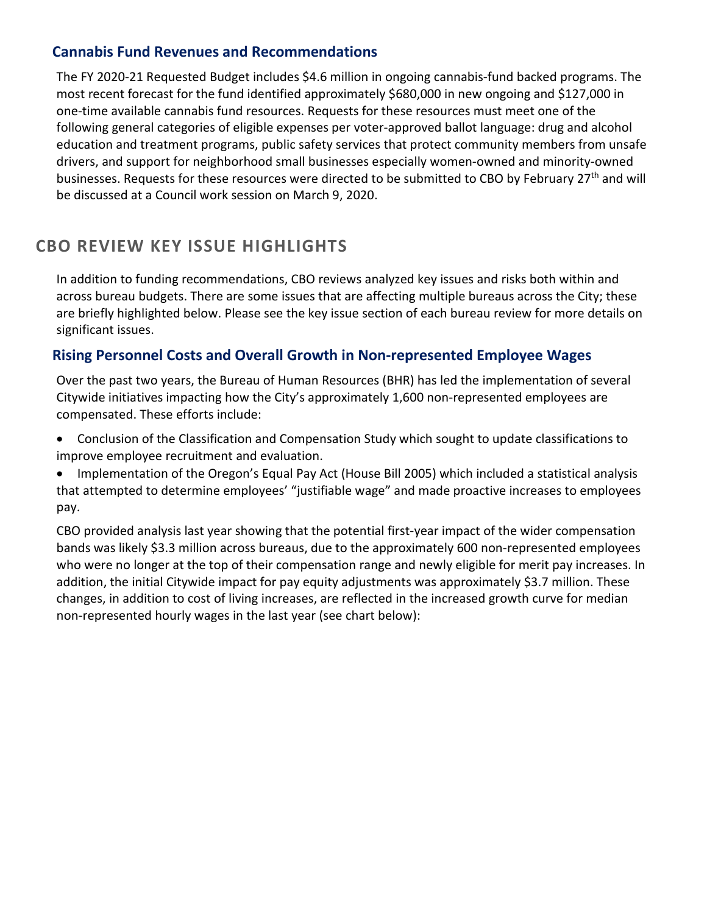### Cannabis Fund Revenues and Recommendations

The FY 2020-21 Requested Budget includes $4.6 million in ongoing cannabis-fund backed programs. The most recent forecast for the fund identified approximately $680,000 in new ongoing and $127,000 in one-time available cannabis fund resources. Requests for these resources must meet one of the following general categories of eligible expenses per voter-approved ballot language: drug and alcohol education and treatment programs, public safety services that protect community members from unsafe drivers, and support for neighborhood small businesses especially women-owned and minority-owned businesses. Requests for these resources were directed to be submitted to CBO by February 27th and will be discussed at a Council work session on March 9, 2020.

## CBO REVIEW KEY ISSUE HIGHLIGHTS

In addition to funding recommendations, CBO reviews analyzed key issues and risks both within and across bureau budgets. There are some issues that are affecting multiple bureaus across the City; these are briefly highlighted below. Please see the key issue section of each bureau review for more details on significant issues.

### Rising Personnel Costs and Overall Growth in Non-represented Employee Wages

Over the past two years, the Bureau of Human Resources (BHR) has led the implementation of several Citywide initiatives impacting how the City's approximately 1,600 non-represented employees are compensated. These efforts include:

- Conclusion of the Classification and Compensation Study which sought to update classifications to improve employee recruitment and evaluation.
- Implementation of the Oregon's Equal Pay Act (House Bill 2005) which included a statistical analysis that attempted to determine employees' "justifiable wage" and made proactive increases to employees pay.

CBO provided analysis last year showing that the potential first-year impact of the wider compensation bands was likely $3.3 million across bureaus, due to the approximately 600 non-represented employees who were no longer at the top of their compensation range and newly eligible for merit pay increases. In addition, the initial Citywide impact for pay equity adjustments was approximately $3.7 million. These changes, in addition to cost of living increases, are reflected in the increased growth curve for median non-represented hourly wages in the last year (see chart below):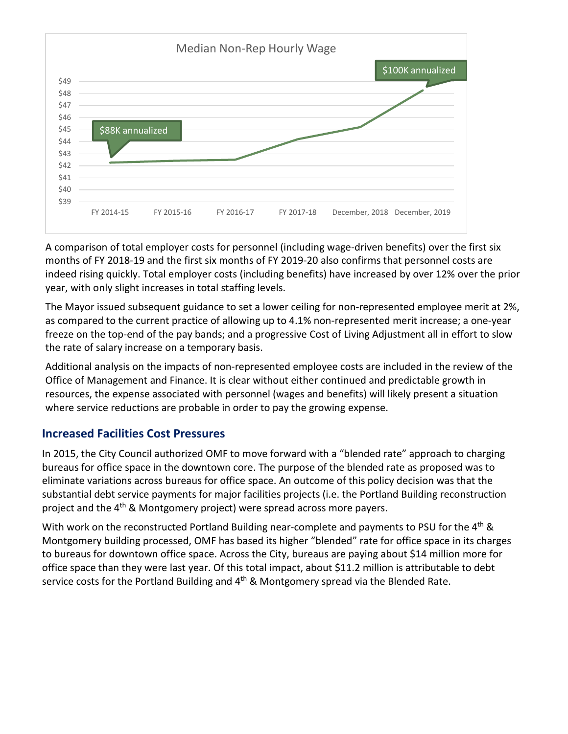Median Non-Rep Hourly Wage

$88K annualized

$100K annualized

A comparison of total employer costs for personnel (including wage-driven benefits) over the first six months of FY 2018-19 and the first six months of FY 2019-20 also confirms that personnel costs are indeed rising quickly. Total employer costs (including benefits) have increased by over 12% over the prior year, with only slight increases in total staffing levels.

The Mayor issued subsequent guidance to set a lower ceiling for non-represented employee merit at 2%, as compared to the current practice of allowing up to 4.1% non-represented merit increase; a one-year freeze on the top-end of the pay bands; and a progressive Cost of Living Adjustment all in effort to slow the rate of salary increase on a temporary basis.

Additional analysis on the impacts of non-represented employee costs are included in the review of the Office of Management and Finance. It is clear without either continued and predictable growth in resources, the expense associated with personnel (wages and benefits) will likely present a situation where service reductions are probable in order to pay the growing expense.

## Increased Facilities Cost Pressures

In 2015, the City Council authorized OMF to move forward with a "blended rate" approach to charging bureaus for office space in the downtown core. The purpose of the blended rate as proposed was to eliminate variations across bureaus for office space. An outcome of this policy decision was that the substantial debt service payments for major facilities projects (i.e. the Portland Building reconstruction project and the 4th & Montgomery project) were spread across more payers.

With work on the reconstructed Portland Building near-complete and payments to PSU for the 4th & Montgomery building processed, OMF has based its higher "blended" rate for office space in its charges to bureaus for downtown office space. Across the City, bureaus are paying about $14 million more for office space than they were last year. Of this total impact, about $11.2 million is attributable to debt service costs for the Portland Building and 4th & Montgomery spread via the Blended Rate.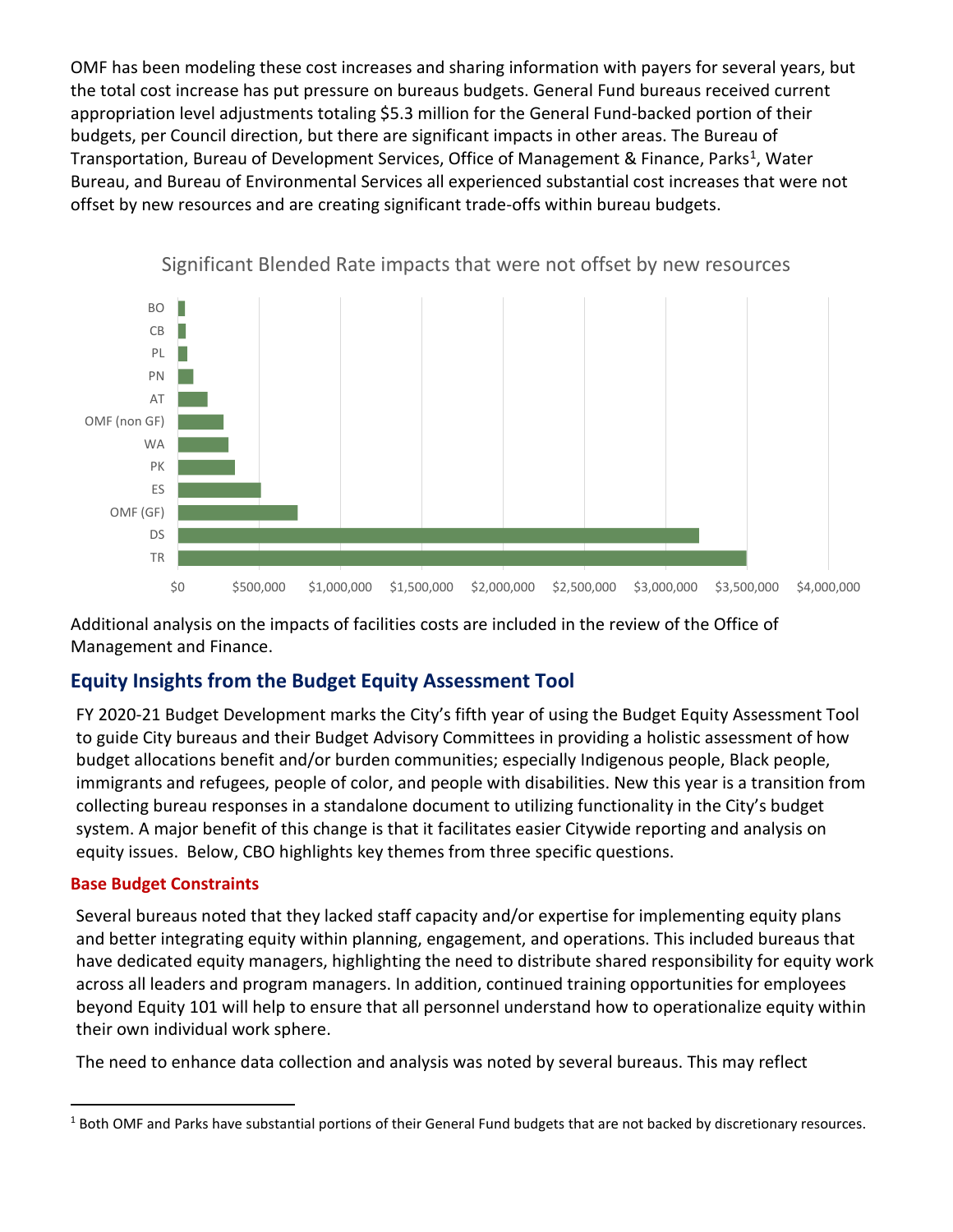OMF has been modeling these cost increases and sharing information with payers for several years, but the total cost increase has put pressure on bureaus budgets. General Fund bureaus received current appropriation level adjustments totaling $5.3 million for the General Fund-backed portion of their budgets, per Council direction, but there are significant impacts in other areas. The Bureau of Transportation, Bureau of Development Services, Office of Management & Finance, Parks[1], Water Bureau, and Bureau of Environmental Services all experienced substantial cost increases that were not offset by new resources and are creating significant trade-offs within bureau budgets.

Significant Blended Rate impacts that were not offset by new resources

Additional analysis on the impacts of facilities costs are included in the review of the Office of Management and Finance.

## Equity Insights from the Budget Equity Assessment Tool

FY 2020-21 Budget Development marks the City's fifth year of using the Budget Equity Assessment Tool to guide City bureaus and their Budget Advisory Committees in providing a holistic assessment of how budget allocations benefit and/or burden communities; especially Indigenous people, Black people, immigrants and refugees, people of color, and people with disabilities. New this year is a transition from collecting bureau responses in a standalone document to utilizing functionality in the City's budget system. A major benefit of this change is that it facilitates easier Citywide reporting and analysis on equity issues. Below, CBO highlights key themes from three specific questions.

### Base Budget Constraints

Several bureaus noted that they lacked staff capacity and/or expertise for implementing equity plans and better integrating equity within planning, engagement, and operations. This included bureaus that have dedicated equity managers, highlighting the need to distribute shared responsibility for equity work across all leaders and program managers. In addition, continued training opportunities for employees beyond Equity 101 will help to ensure that all personnel understand how to operationalize equity within their own individual work sphere.

The need to enhance data collection and analysis was noted by several bureaus. This may reflect

[1] Both OMF and Parks have substantial portions of their General Fund budgets that are not backed by discretionary resources.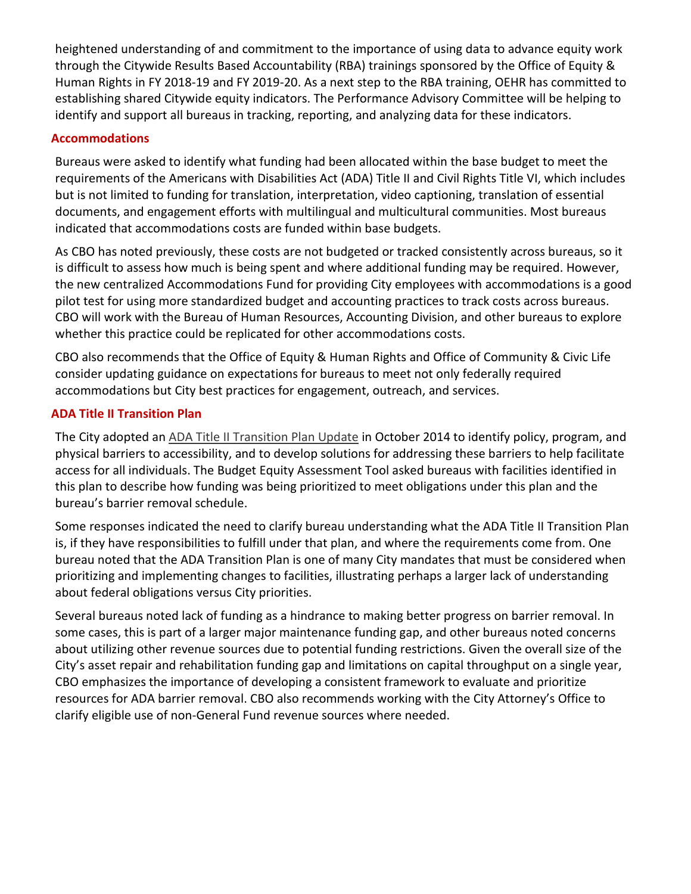heightened understanding of and commitment to the importance of using data to advance equity work through the Citywide Results Based Accountability (RBA) trainings sponsored by the Office of Equity & Human Rights in FY 2018-19 and FY 2019-20. As a next step to the RBA training, OEHR has committed to establishing shared Citywide equity indicators. The Performance Advisory Committee will be helping to identify and support all bureaus in tracking, reporting, and analyzing data for these indicators.

### Accommodations

Bureaus were asked to identify what funding had been allocated within the base budget to meet the requirements of the Americans with Disabilities Act (ADA) Title II and Civil Rights Title VI, which includes but is not limited to funding for translation, interpretation, video captioning, translation of essential documents, and engagement efforts with multilingual and multicultural communities. Most bureaus indicated that accommodations costs are funded within base budgets.

As CBO has noted previously, these costs are not budgeted or tracked consistently across bureaus, so it is difficult to assess how much is being spent and where additional funding may be required. However, the new centralized Accommodations Fund for providing City employees with accommodations is a good pilot test for using more standardized budget and accounting practices to track costs across bureaus. CBO will work with the Bureau of Human Resources, Accounting Division, and other bureaus to explore whether this practice could be replicated for other accommodations costs.

CBO also recommends that the Office of Equity & Human Rights and Office of Community & Civic Life consider updating guidance on expectations for bureaus to meet not only federally required accommodations but City best practices for engagement, outreach, and services.

### ADA Title II Transition Plan

The City adopted an ADA Title II Transition Plan Update in October 2014 to identify policy, program, and physical barriers to accessibility, and to develop solutions for addressing these barriers to help facilitate access for all individuals. The Budget Equity Assessment Tool asked bureaus with facilities identified in this plan to describe how funding was being prioritized to meet obligations under this plan and the bureau's barrier removal schedule.

Some responses indicated the need to clarify bureau understanding what the ADA Title II Transition Plan is, if they have responsibilities to fulfill under that plan, and where the requirements come from. One bureau noted that the ADA Transition Plan is one of many City mandates that must be considered when prioritizing and implementing changes to facilities, illustrating perhaps a larger lack of understanding about federal obligations versus City priorities.

Several bureaus noted lack of funding as a hindrance to making better progress on barrier removal. In some cases, this is part of a larger major maintenance funding gap, and other bureaus noted concerns about utilizing other revenue sources due to potential funding restrictions. Given the overall size of the City's asset repair and rehabilitation funding gap and limitations on capital throughput on a single year, CBO emphasizes the importance of developing a consistent framework to evaluate and prioritize resources for ADA barrier removal. CBO also recommends working with the City Attorney's Office to clarify eligible use of non-General Fund revenue sources where needed.